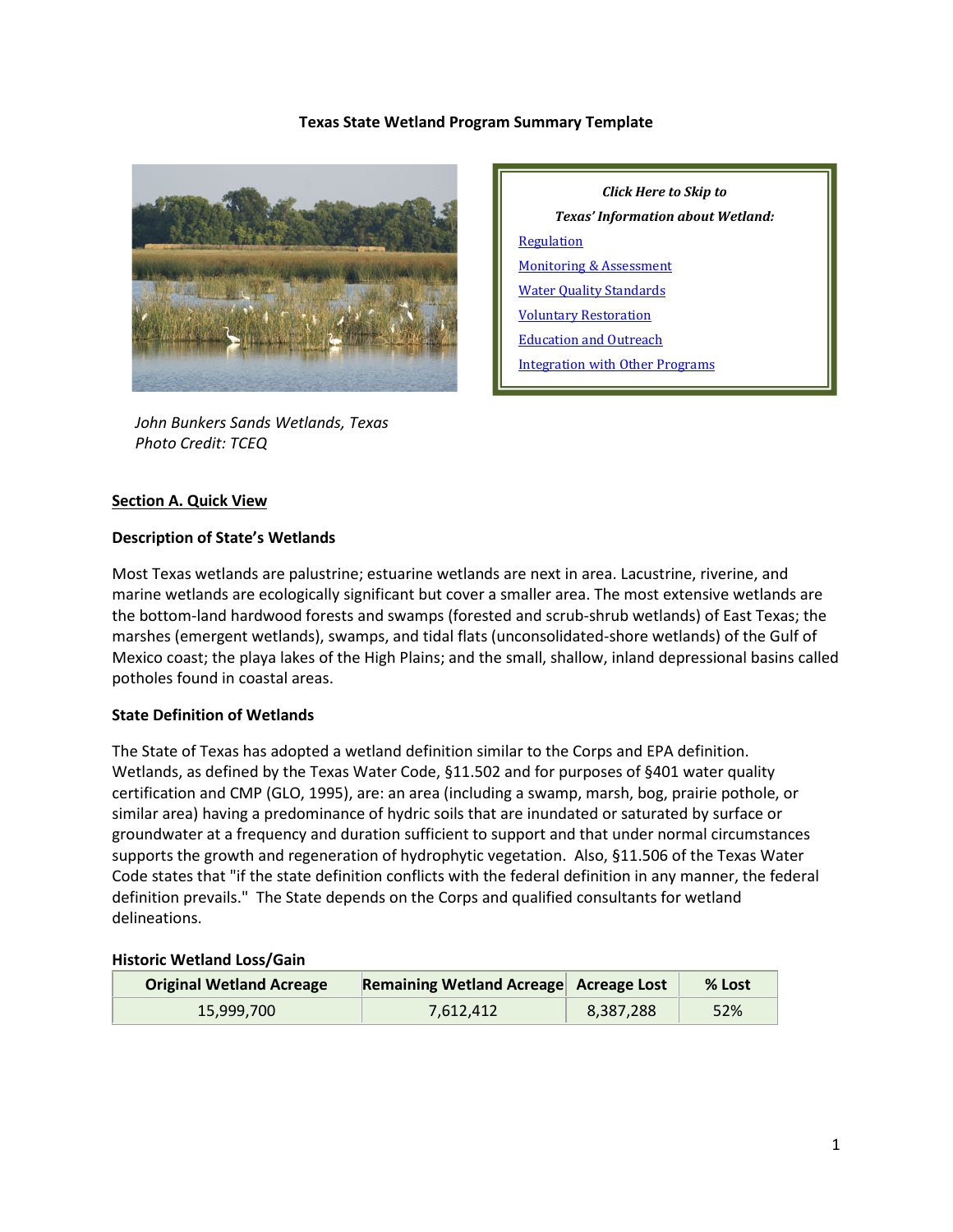**Texas State Wetland Program Summary Template**

*Click Here to Skip to*

*Texas' Information about Wetland:*

- Regulation
- Monitoring & Assessment
- Water Quality Standards
- Voluntary Restoration
- Education and Outreach
- Integration with Other Programs

*John Bunkers Sands Wetlands, Texas*
*Photo Credit: TCEQ*

## Section A. Quick View

### Description of State's Wetlands

Most Texas wetlands are palustrine; estuarine wetlands are next in area. Lacustrine, riverine, and marine wetlands are ecologically significant but cover a smaller area. The most extensive wetlands are the bottom-land hardwood forests and swamps (forested and scrub-shrub wetlands) of East Texas; the marshes (emergent wetlands), swamps, and tidal flats (unconsolidated-shore wetlands) of the Gulf of Mexico coast; the playa lakes of the High Plains; and the small, shallow, inland depressional basins called potholes found in coastal areas.

### State Definition of Wetlands

The State of Texas has adopted a wetland definition similar to the Corps and EPA definition. Wetlands, as defined by the Texas Water Code, §11.502 and for purposes of §401 water quality certification and CMP (GLO, 1995), are: an area (including a swamp, marsh, bog, prairie pothole, or similar area) having a predominance of hydric soils that are inundated or saturated by surface or groundwater at a frequency and duration sufficient to support and that under normal circumstances supports the growth and regeneration of hydrophytic vegetation. Also, §11.506 of the Texas Water Code states that "if the state definition conflicts with the federal definition in any manner, the federal definition prevails." The State depends on the Corps and qualified consultants for wetland delineations.

### Historic Wetland Loss/Gain

| Original Wetland Acreage | Remaining Wetland Acreage | Acreage Lost | % Lost |
|---|---|---|---|
| 15,999,700 | 7,612,412 | 8,387,288 | 52% |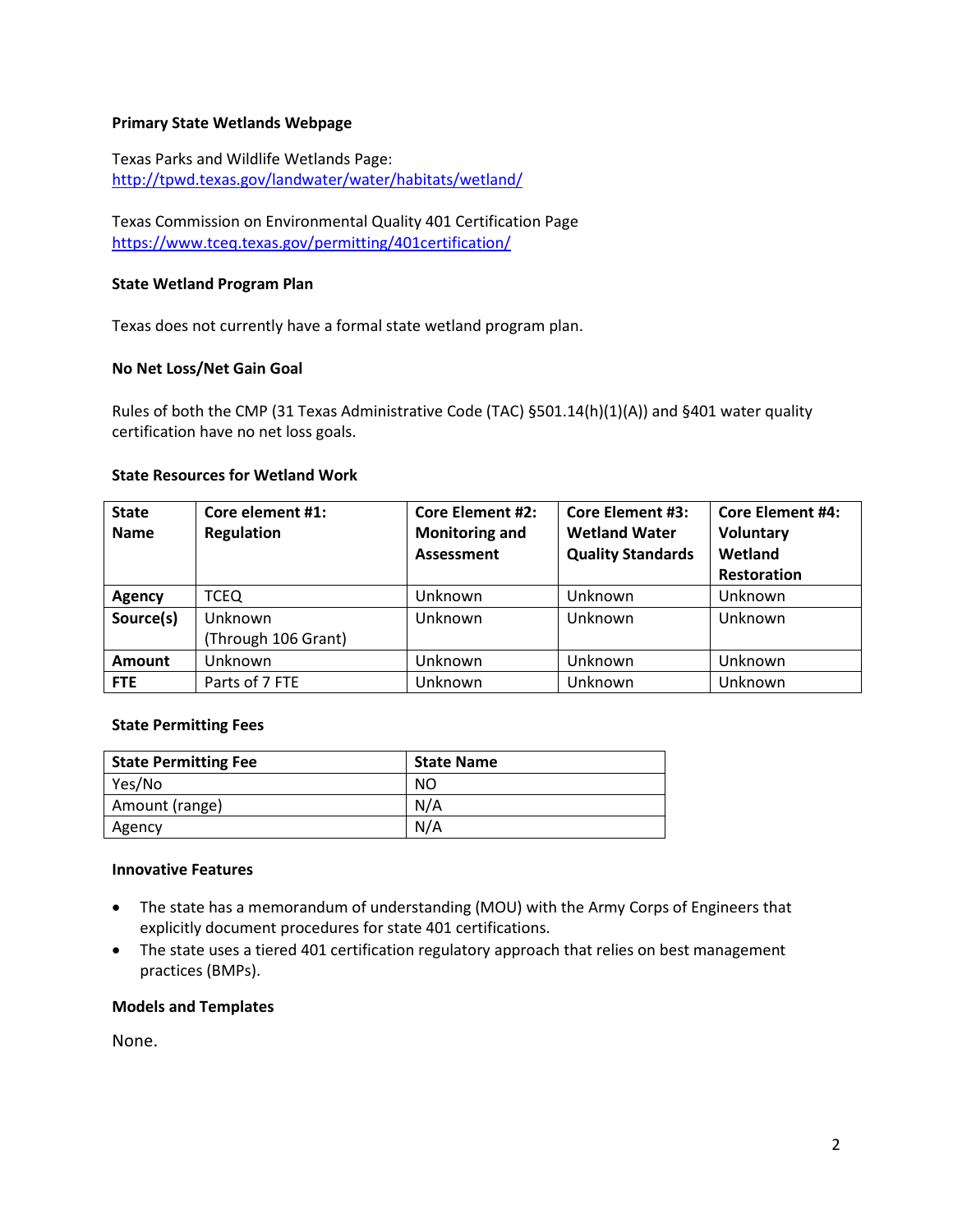**Primary State Wetlands Webpage**

Texas Parks and Wildlife Wetlands Page:
http://tpwd.texas.gov/landwater/water/habitats/wetland/

Texas Commission on Environmental Quality 401 Certification Page
https://www.tceq.texas.gov/permitting/401certification/

**State Wetland Program Plan**

Texas does not currently have a formal state wetland program plan.

**No Net Loss/Net Gain Goal**

Rules of both the CMP (31 Texas Administrative Code (TAC) §501.14(h)(1)(A)) and §401 water quality certification have no net loss goals.

**State Resources for Wetland Work**

| State Name | Core element #1: Regulation | Core Element #2: Monitoring and Assessment | Core Element #3: Wetland Water Quality Standards | Core Element #4: Voluntary Wetland Restoration |
|---|---|---|---|---|
| **Agency** | TCEQ | Unknown | Unknown | Unknown |
| **Source(s)** | Unknown (Through 106 Grant) | Unknown | Unknown | Unknown |
| **Amount** | Unknown | Unknown | Unknown | Unknown |
| **FTE** | Parts of 7 FTE | Unknown | Unknown | Unknown |

**State Permitting Fees**

| State Permitting Fee | State Name |
|---|---|
| Yes/No | NO |
| Amount (range) | N/A |
| Agency | N/A |

**Innovative Features**

- The state has a memorandum of understanding (MOU) with the Army Corps of Engineers that explicitly document procedures for state 401 certifications.
- The state uses a tiered 401 certification regulatory approach that relies on best management practices (BMPs).

**Models and Templates**

None.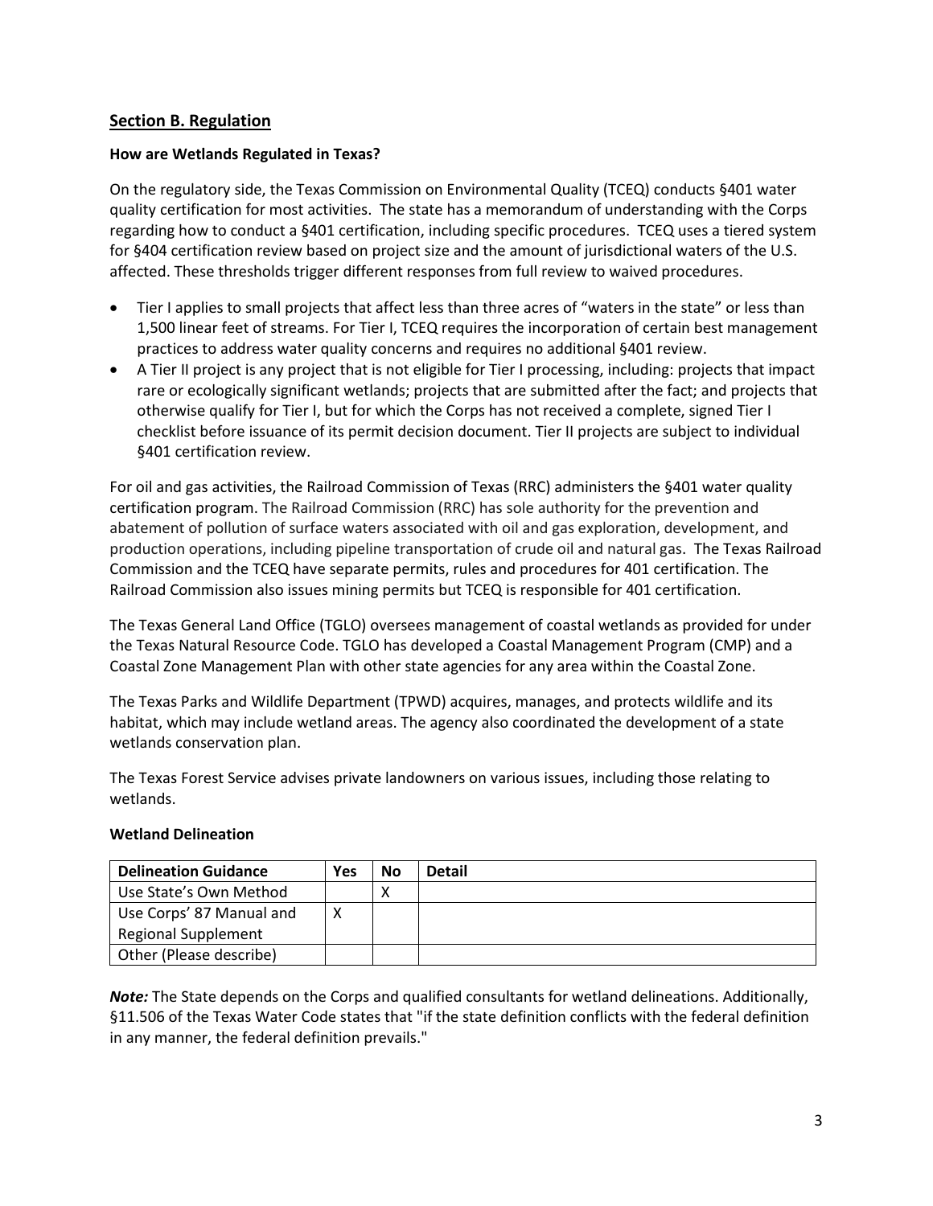## Section B. Regulation

### How are Wetlands Regulated in Texas?

On the regulatory side, the Texas Commission on Environmental Quality (TCEQ) conducts §401 water quality certification for most activities. The state has a memorandum of understanding with the Corps regarding how to conduct a §401 certification, including specific procedures. TCEQ uses a tiered system for §404 certification review based on project size and the amount of jurisdictional waters of the U.S. affected. These thresholds trigger different responses from full review to waived procedures.

- Tier I applies to small projects that affect less than three acres of "waters in the state" or less than 1,500 linear feet of streams. For Tier I, TCEQ requires the incorporation of certain best management practices to address water quality concerns and requires no additional §401 review.
- A Tier II project is any project that is not eligible for Tier I processing, including: projects that impact rare or ecologically significant wetlands; projects that are submitted after the fact; and projects that otherwise qualify for Tier I, but for which the Corps has not received a complete, signed Tier I checklist before issuance of its permit decision document. Tier II projects are subject to individual §401 certification review.

For oil and gas activities, the Railroad Commission of Texas (RRC) administers the §401 water quality certification program. The Railroad Commission (RRC) has sole authority for the prevention and abatement of pollution of surface waters associated with oil and gas exploration, development, and production operations, including pipeline transportation of crude oil and natural gas. The Texas Railroad Commission and the TCEQ have separate permits, rules and procedures for 401 certification. The Railroad Commission also issues mining permits but TCEQ is responsible for 401 certification.

The Texas General Land Office (TGLO) oversees management of coastal wetlands as provided for under the Texas Natural Resource Code. TGLO has developed a Coastal Management Program (CMP) and a Coastal Zone Management Plan with other state agencies for any area within the Coastal Zone.

The Texas Parks and Wildlife Department (TPWD) acquires, manages, and protects wildlife and its habitat, which may include wetland areas. The agency also coordinated the development of a state wetlands conservation plan.

The Texas Forest Service advises private landowners on various issues, including those relating to wetlands.

### Wetland Delineation

| Delineation Guidance | Yes | No | Detail |
|---|---|---|---|
| Use State's Own Method | | X | |
| Use Corps' 87 Manual and Regional Supplement | X | | |
| Other (Please describe) | | | |

***Note:*** The State depends on the Corps and qualified consultants for wetland delineations. Additionally, §11.506 of the Texas Water Code states that "if the state definition conflicts with the federal definition in any manner, the federal definition prevails."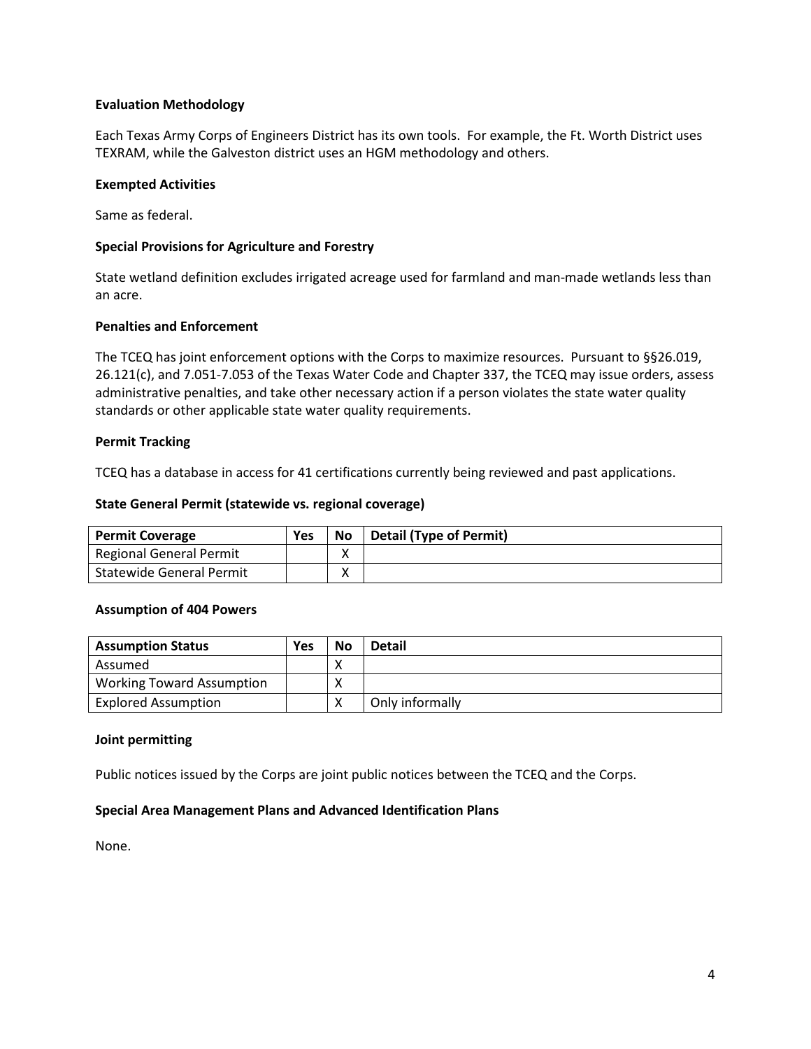**Evaluation Methodology**

Each Texas Army Corps of Engineers District has its own tools. For example, the Ft. Worth District uses TEXRAM, while the Galveston district uses an HGM methodology and others.

**Exempted Activities**

Same as federal.

**Special Provisions for Agriculture and Forestry**

State wetland definition excludes irrigated acreage used for farmland and man-made wetlands less than an acre.

**Penalties and Enforcement**

The TCEQ has joint enforcement options with the Corps to maximize resources. Pursuant to §§26.019, 26.121(c), and 7.051-7.053 of the Texas Water Code and Chapter 337, the TCEQ may issue orders, assess administrative penalties, and take other necessary action if a person violates the state water quality standards or other applicable state water quality requirements.

**Permit Tracking**

TCEQ has a database in access for 41 certifications currently being reviewed and past applications.

**State General Permit (statewide vs. regional coverage)**

| Permit Coverage | Yes | No | Detail (Type of Permit) |
| --- | --- | --- | --- |
| Regional General Permit | | X | |
| Statewide General Permit | | X | |

**Assumption of 404 Powers**

| Assumption Status | Yes | No | Detail |
| --- | --- | --- | --- |
| Assumed | | X | |
| Working Toward Assumption | | X | |
| Explored Assumption | | X | Only informally |

**Joint permitting**

Public notices issued by the Corps are joint public notices between the TCEQ and the Corps.

**Special Area Management Plans and Advanced Identification Plans**

None.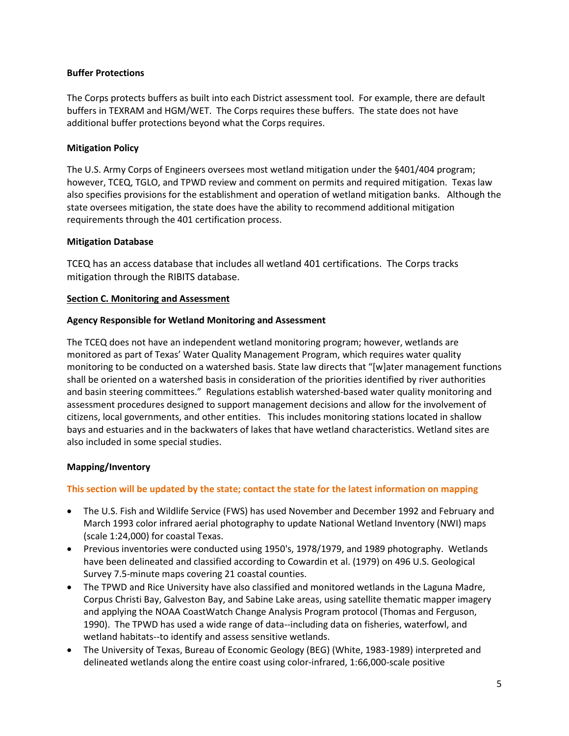**Buffer Protections**

The Corps protects buffers as built into each District assessment tool. For example, there are default buffers in TEXRAM and HGM/WET. The Corps requires these buffers. The state does not have additional buffer protections beyond what the Corps requires.

**Mitigation Policy**

The U.S. Army Corps of Engineers oversees most wetland mitigation under the §401/404 program; however, TCEQ, TGLO, and TPWD review and comment on permits and required mitigation. Texas law also specifies provisions for the establishment and operation of wetland mitigation banks. Although the state oversees mitigation, the state does have the ability to recommend additional mitigation requirements through the 401 certification process.

**Mitigation Database**

TCEQ has an access database that includes all wetland 401 certifications. The Corps tracks mitigation through the RIBITS database.

## Section C. Monitoring and Assessment

**Agency Responsible for Wetland Monitoring and Assessment**

The TCEQ does not have an independent wetland monitoring program; however, wetlands are monitored as part of Texas' Water Quality Management Program, which requires water quality monitoring to be conducted on a watershed basis. State law directs that "[w]ater management functions shall be oriented on a watershed basis in consideration of the priorities identified by river authorities and basin steering committees." Regulations establish watershed-based water quality monitoring and assessment procedures designed to support management decisions and allow for the involvement of citizens, local governments, and other entities. This includes monitoring stations located in shallow bays and estuaries and in the backwaters of lakes that have wetland characteristics. Wetland sites are also included in some special studies.

**Mapping/Inventory**

**This section will be updated by the state; contact the state for the latest information on mapping**

- The U.S. Fish and Wildlife Service (FWS) has used November and December 1992 and February and March 1993 color infrared aerial photography to update National Wetland Inventory (NWI) maps (scale 1:24,000) for coastal Texas.
- Previous inventories were conducted using 1950's, 1978/1979, and 1989 photography. Wetlands have been delineated and classified according to Cowardin et al. (1979) on 496 U.S. Geological Survey 7.5-minute maps covering 21 coastal counties.
- The TPWD and Rice University have also classified and monitored wetlands in the Laguna Madre, Corpus Christi Bay, Galveston Bay, and Sabine Lake areas, using satellite thematic mapper imagery and applying the NOAA CoastWatch Change Analysis Program protocol (Thomas and Ferguson, 1990). The TPWD has used a wide range of data--including data on fisheries, waterfowl, and wetland habitats--to identify and assess sensitive wetlands.
- The University of Texas, Bureau of Economic Geology (BEG) (White, 1983-1989) interpreted and delineated wetlands along the entire coast using color-infrared, 1:66,000-scale positive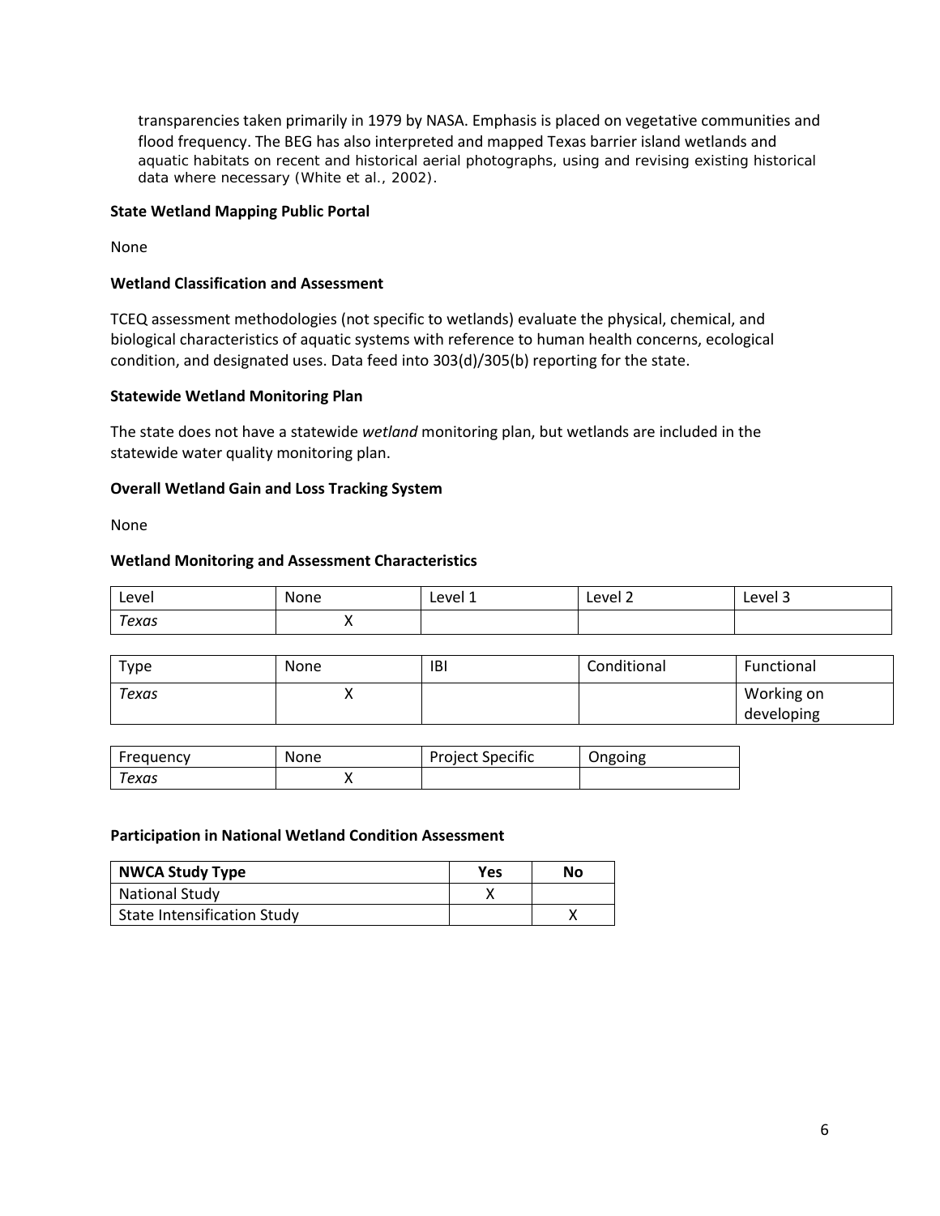transparencies taken primarily in 1979 by NASA. Emphasis is placed on vegetative communities and flood frequency. The BEG has also interpreted and mapped Texas barrier island wetlands and aquatic habitats on recent and historical aerial photographs, using and revising existing historical data where necessary (White et al., 2002).

**State Wetland Mapping Public Portal**

None

**Wetland Classification and Assessment**

TCEQ assessment methodologies (not specific to wetlands) evaluate the physical, chemical, and biological characteristics of aquatic systems with reference to human health concerns, ecological condition, and designated uses. Data feed into 303(d)/305(b) reporting for the state.

**Statewide Wetland Monitoring Plan**

The state does not have a statewide *wetland* monitoring plan, but wetlands are included in the statewide water quality monitoring plan.

**Overall Wetland Gain and Loss Tracking System**

None

**Wetland Monitoring and Assessment Characteristics**

| Level | None | Level 1 | Level 2 | Level 3 |
|---|---|---|---|---|
| *Texas* | X | | | |

| Type | None | IBI | Conditional | Functional |
|---|---|---|---|---|
| *Texas* | X | | | Working on developing |

| Frequency | None | Project Specific | Ongoing |
|---|---|---|---|
| *Texas* | X | | |

**Participation in National Wetland Condition Assessment**

| NWCA Study Type | Yes | No |
|---|---|---|
| National Study | X | |
| State Intensification Study | | X |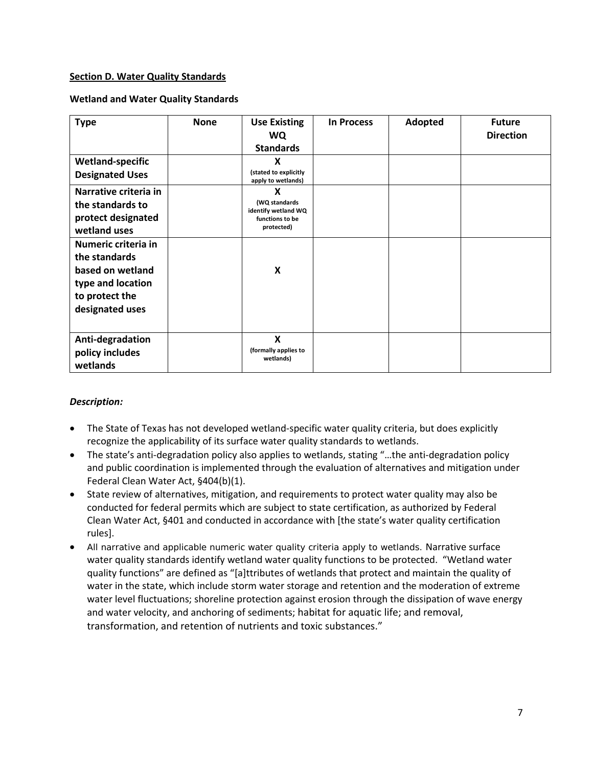**Section D. Water Quality Standards**

**Wetland and Water Quality Standards**

| Type | None | Use Existing WQ Standards | In Process | Adopted | Future Direction |
|---|---|---|---|---|---|
| **Wetland-specific Designated Uses** | | **X** (stated to explicitly apply to wetlands) | | | |
| **Narrative criteria in the standards to protect designated wetland uses** | | **X** (WQ standards identify wetland WQ functions to be protected) | | | |
| **Numeric criteria in the standards based on wetland type and location to protect the designated uses** | | **X** | | | |
| **Anti-degradation policy includes wetlands** | | **X** (formally applies to wetlands) | | | |

***Description:***

- The State of Texas has not developed wetland-specific water quality criteria, but does explicitly recognize the applicability of its surface water quality standards to wetlands.
- The state's anti-degradation policy also applies to wetlands, stating "…the anti-degradation policy and public coordination is implemented through the evaluation of alternatives and mitigation under Federal Clean Water Act, §404(b)(1).
- State review of alternatives, mitigation, and requirements to protect water quality may also be conducted for federal permits which are subject to state certification, as authorized by Federal Clean Water Act, §401 and conducted in accordance with [the state's water quality certification rules].
- All narrative and applicable numeric water quality criteria apply to wetlands. Narrative surface water quality standards identify wetland water quality functions to be protected. "Wetland water quality functions" are defined as "[a]ttributes of wetlands that protect and maintain the quality of water in the state, which include storm water storage and retention and the moderation of extreme water level fluctuations; shoreline protection against erosion through the dissipation of wave energy and water velocity, and anchoring of sediments; habitat for aquatic life; and removal, transformation, and retention of nutrients and toxic substances."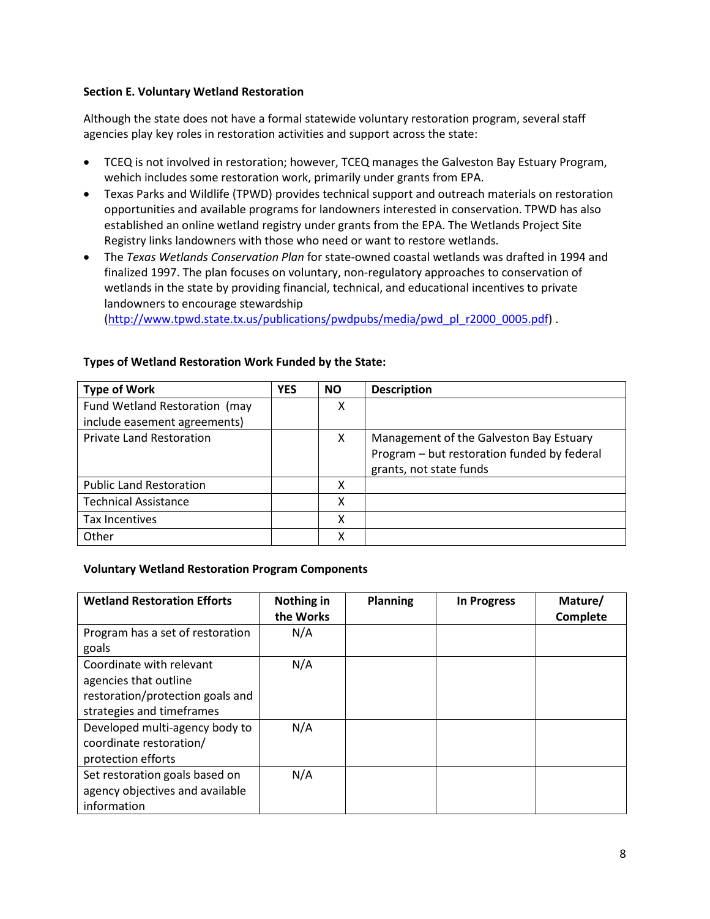**Section E. Voluntary Wetland Restoration**

Although the state does not have a formal statewide voluntary restoration program, several staff agencies play key roles in restoration activities and support across the state:

- TCEQ is not involved in restoration; however, TCEQ manages the Galveston Bay Estuary Program, wehich includes some restoration work, primarily under grants from EPA.
- Texas Parks and Wildlife (TPWD) provides technical support and outreach materials on restoration opportunities and available programs for landowners interested in conservation. TPWD has also established an online wetland registry under grants from the EPA. The Wetlands Project Site Registry links landowners with those who need or want to restore wetlands.
- The *Texas Wetlands Conservation Plan* for state-owned coastal wetlands was drafted in 1994 and finalized 1997. The plan focuses on voluntary, non-regulatory approaches to conservation of wetlands in the state by providing financial, technical, and educational incentives to private landowners to encourage stewardship (http://www.tpwd.state.tx.us/publications/pwdpubs/media/pwd_pl_r2000_0005.pdf) .

**Types of Wetland Restoration Work Funded by the State:**

| Type of Work | YES | NO | Description |
|---|---|---|---|
| Fund Wetland Restoration (may include easement agreements) | | X | |
| Private Land Restoration | | X | Management of the Galveston Bay Estuary Program – but restoration funded by federal grants, not state funds |
| Public Land Restoration | | X | |
| Technical Assistance | | X | |
| Tax Incentives | | X | |
| Other | | X | |

**Voluntary Wetland Restoration Program Components**

| Wetland Restoration Efforts | Nothing in the Works | Planning | In Progress | Mature/ Complete |
|---|---|---|---|---|
| Program has a set of restoration goals | N/A | | | |
| Coordinate with relevant agencies that outline restoration/protection goals and strategies and timeframes | N/A | | | |
| Developed multi-agency body to coordinate restoration/ protection efforts | N/A | | | |
| Set restoration goals based on agency objectives and available information | N/A | | | |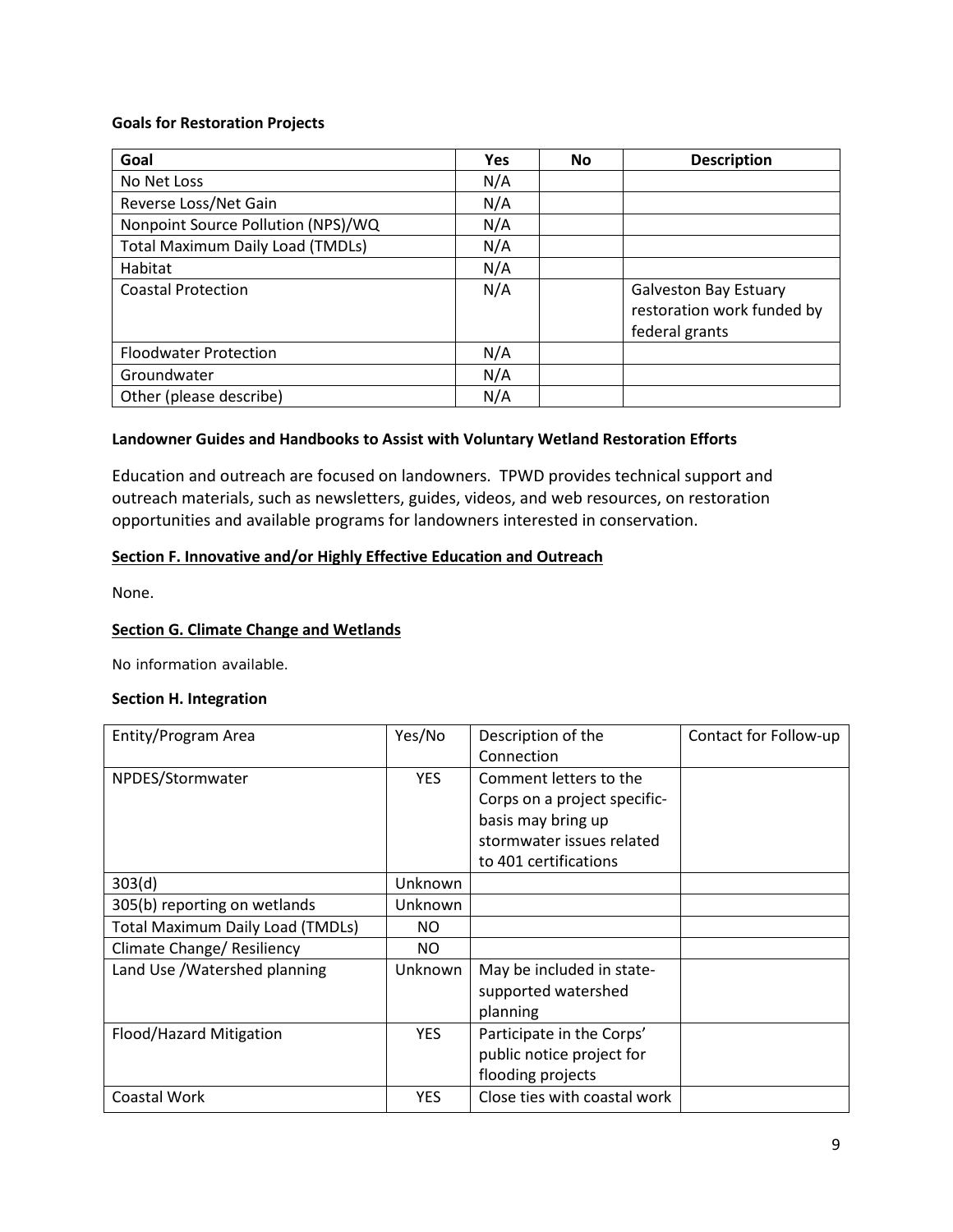**Goals for Restoration Projects**

| Goal | Yes | No | Description |
|---|---|---|---|
| No Net Loss | N/A | | |
| Reverse Loss/Net Gain | N/A | | |
| Nonpoint Source Pollution (NPS)/WQ | N/A | | |
| Total Maximum Daily Load (TMDLs) | N/A | | |
| Habitat | N/A | | |
| Coastal Protection | N/A | | Galveston Bay Estuary restoration work funded by federal grants |
| Floodwater Protection | N/A | | |
| Groundwater | N/A | | |
| Other (please describe) | N/A | | |

**Landowner Guides and Handbooks to Assist with Voluntary Wetland Restoration Efforts**

Education and outreach are focused on landowners. TPWD provides technical support and outreach materials, such as newsletters, guides, videos, and web resources, on restoration opportunities and available programs for landowners interested in conservation.

**Section F. Innovative and/or Highly Effective Education and Outreach**

None.

**Section G. Climate Change and Wetlands**

No information available.

**Section H. Integration**

| Entity/Program Area | Yes/No | Description of the Connection | Contact for Follow-up |
|---|---|---|---|
| NPDES/Stormwater | YES | Comment letters to the Corps on a project specific-basis may bring up stormwater issues related to 401 certifications | |
| 303(d) | Unknown | | |
| 305(b) reporting on wetlands | Unknown | | |
| Total Maximum Daily Load (TMDLs) | NO | | |
| Climate Change/ Resiliency | NO | | |
| Land Use /Watershed planning | Unknown | May be included in state-supported watershed planning | |
| Flood/Hazard Mitigation | YES | Participate in the Corps' public notice project for flooding projects | |
| Coastal Work | YES | Close ties with coastal work | |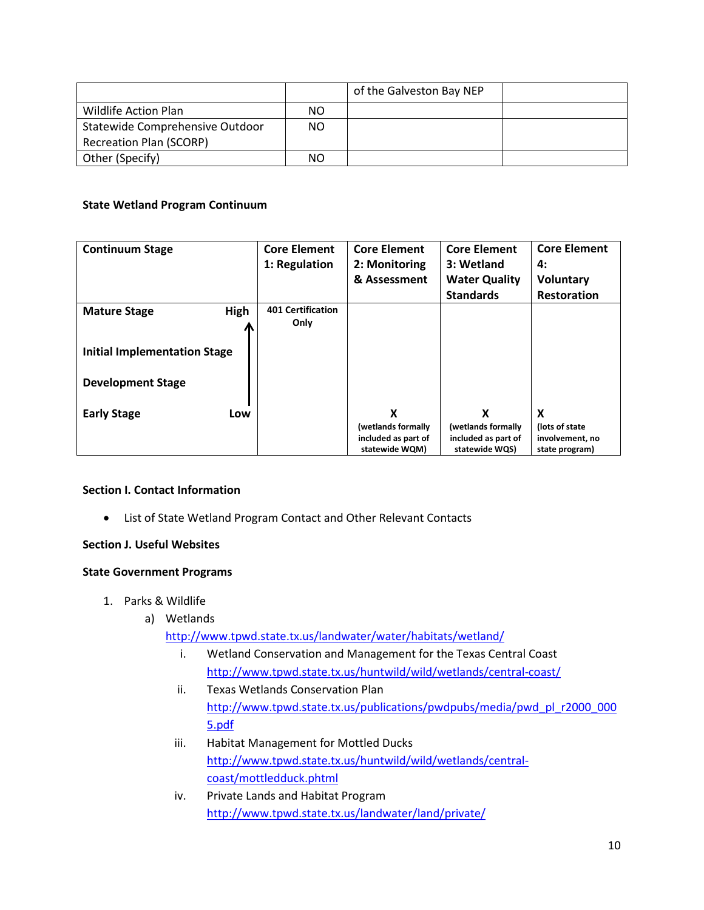| | | of the Galveston Bay NEP | |
|---|---|---|---|
| Wildlife Action Plan | NO | | |
| Statewide Comprehensive Outdoor Recreation Plan (SCORP) | NO | | |
| Other (Specify) | NO | | |

**State Wetland Program Continuum**

| Continuum Stage | Core Element 1: Regulation | Core Element 2: Monitoring & Assessment | Core Element 3: Wetland Water Quality Standards | Core Element 4: Voluntary Restoration |
|---|---|---|---|---|
| **Mature Stage** High | 401 Certification Only | | | |
| **Initial Implementation Stage** | | | | |
| **Development Stage** | | | | |
| **Early Stage** Low | | X (wetlands formally included as part of statewide WQM) | X (wetlands formally included as part of statewide WQS) | X (lots of state involvement, no state program) |

**Section I. Contact Information**

- List of State Wetland Program Contact and Other Relevant Contacts

**Section J. Useful Websites**

**State Government Programs**

1. Parks & Wildlife
   a) Wetlands
      http://www.tpwd.state.tx.us/landwater/water/habitats/wetland/
      i. Wetland Conservation and Management for the Texas Central Coast
         http://www.tpwd.state.tx.us/huntwild/wild/wetlands/central-coast/
      ii. Texas Wetlands Conservation Plan
         http://www.tpwd.state.tx.us/publications/pwdpubs/media/pwd_pl_r2000_0005.pdf
      iii. Habitat Management for Mottled Ducks
         http://www.tpwd.state.tx.us/huntwild/wild/wetlands/central-coast/mottledduck.phtml
      iv. Private Lands and Habitat Program
         http://www.tpwd.state.tx.us/landwater/land/private/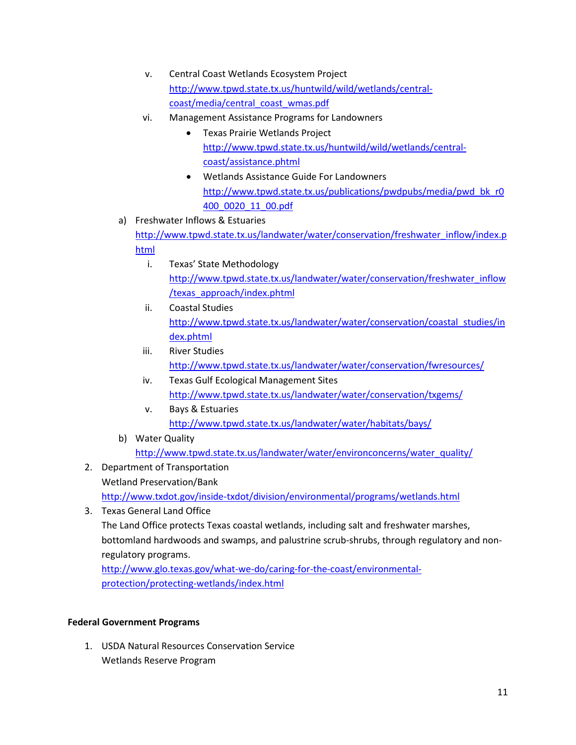v. Central Coast Wetlands Ecosystem Project
   http://www.tpwd.state.tx.us/huntwild/wild/wetlands/central-coast/media/central_coast_wmas.pdf

vi. Management Assistance Programs for Landowners

   - Texas Prairie Wetlands Project
     http://www.tpwd.state.tx.us/huntwild/wild/wetlands/central-coast/assistance.phtml
   - Wetlands Assistance Guide For Landowners
     http://www.tpwd.state.tx.us/publications/pwdpubs/media/pwd_bk_r0400_0020_11_00.pdf

a) Freshwater Inflows & Estuaries
   http://www.tpwd.state.tx.us/landwater/water/conservation/freshwater_inflow/index.phtml

   i. Texas' State Methodology
      http://www.tpwd.state.tx.us/landwater/water/conservation/freshwater_inflow/texas_approach/index.phtml
   ii. Coastal Studies
      http://www.tpwd.state.tx.us/landwater/water/conservation/coastal_studies/index.phtml
   iii. River Studies
      http://www.tpwd.state.tx.us/landwater/water/conservation/fwresources/
   iv. Texas Gulf Ecological Management Sites
      http://www.tpwd.state.tx.us/landwater/water/conservation/txgems/
   v. Bays & Estuaries
      http://www.tpwd.state.tx.us/landwater/water/habitats/bays/

b) Water Quality
   http://www.tpwd.state.tx.us/landwater/water/environconcerns/water_quality/

2. Department of Transportation
   Wetland Preservation/Bank
   http://www.txdot.gov/inside-txdot/division/environmental/programs/wetlands.html
3. Texas General Land Office
   The Land Office protects Texas coastal wetlands, including salt and freshwater marshes, bottomland hardwoods and swamps, and palustrine scrub-shrubs, through regulatory and non-regulatory programs.
   http://www.glo.texas.gov/what-we-do/caring-for-the-coast/environmental-protection/protecting-wetlands/index.html

**Federal Government Programs**

1. USDA Natural Resources Conservation Service
   Wetlands Reserve Program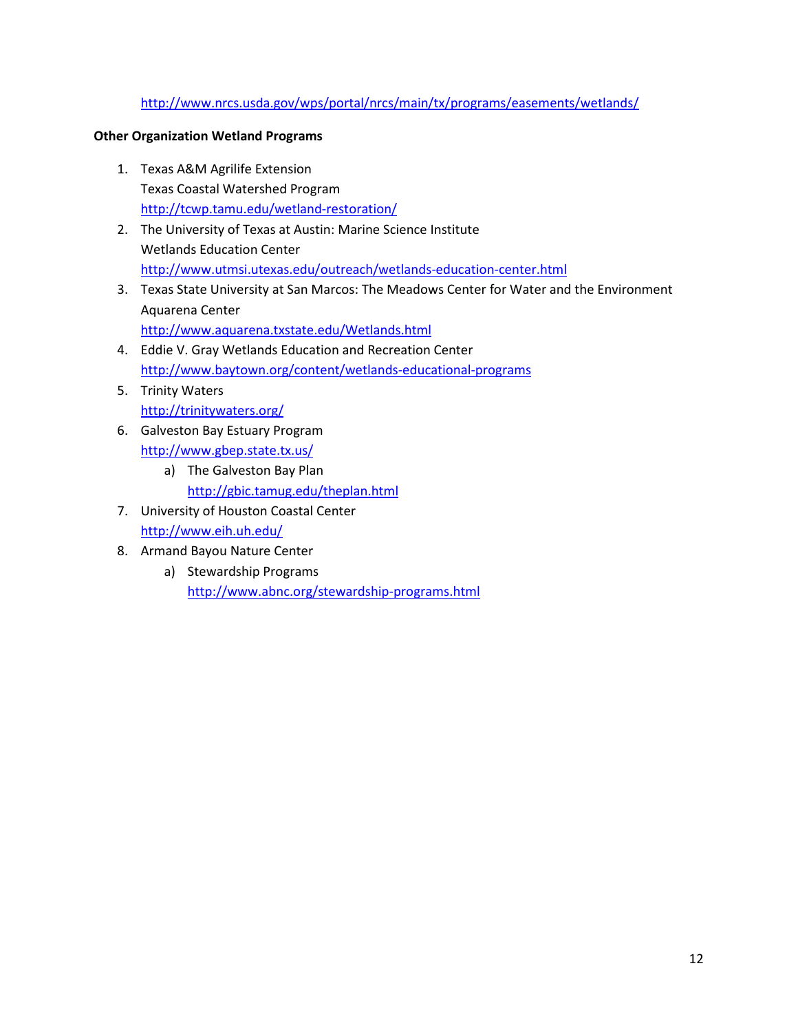http://www.nrcs.usda.gov/wps/portal/nrcs/main/tx/programs/easements/wetlands/

**Other Organization Wetland Programs**

1. Texas A&M Agrilife Extension
   Texas Coastal Watershed Program
   http://tcwp.tamu.edu/wetland-restoration/
2. The University of Texas at Austin: Marine Science Institute
   Wetlands Education Center
   http://www.utmsi.utexas.edu/outreach/wetlands-education-center.html
3. Texas State University at San Marcos: The Meadows Center for Water and the Environment
   Aquarena Center
   http://www.aquarena.txstate.edu/Wetlands.html
4. Eddie V. Gray Wetlands Education and Recreation Center
   http://www.baytown.org/content/wetlands-educational-programs
5. Trinity Waters
   http://trinitywaters.org/
6. Galveston Bay Estuary Program
   http://www.gbep.state.tx.us/
   a) The Galveston Bay Plan
      http://gbic.tamug.edu/theplan.html
7. University of Houston Coastal Center
   http://www.eih.uh.edu/
8. Armand Bayou Nature Center
   a) Stewardship Programs
      http://www.abnc.org/stewardship-programs.html